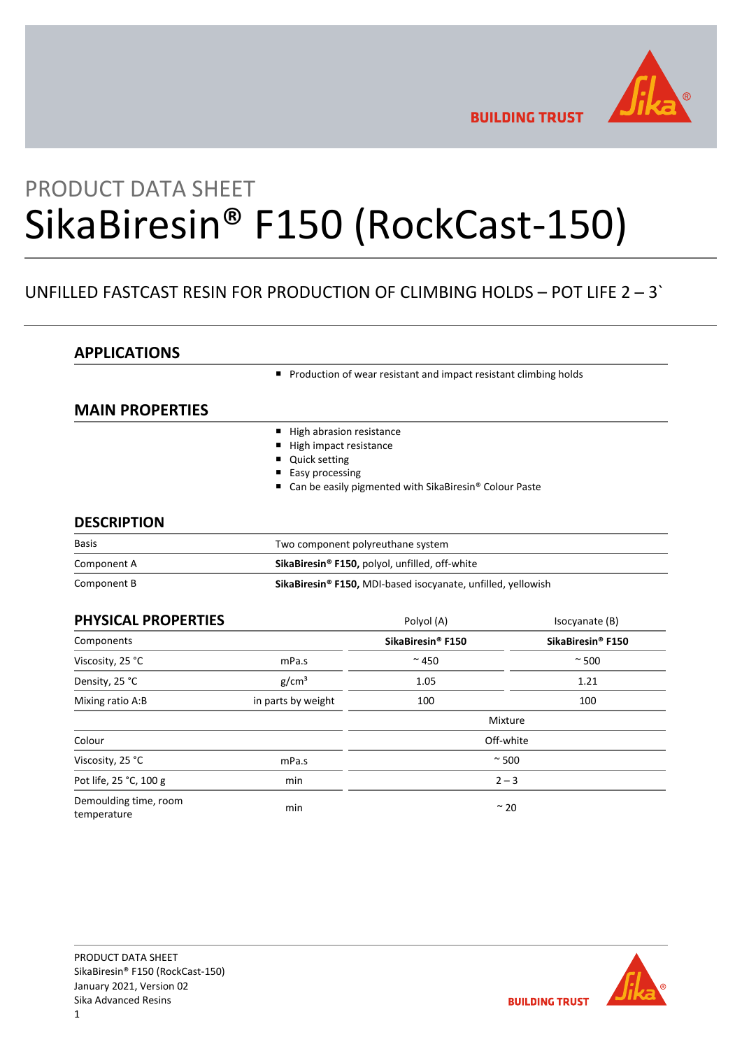PRODUCT DATA SHEET

# SikaBiresin® F150 (RockCast-150)

UNFILLED FASTCAST RESIN FOR PRODUCTION OF CLIMBING HOLDS – POT LIFE 2 – 3`

## APPLICATIONS

- Production of wear resistant and impact resistant climbing holds

## MAIN PROPERTIES

- High abrasion resistance
- High impact resistance
- Quick setting
- Easy processing
- Can be easily pigmented with SikaBiresin® Colour Paste

## DESCRIPTION

| | |
|---|---|
| Basis | Two component polyreuthane system |
| Component A | **SikaBiresin® F150,** polyol, unfilled, off-white |
| Component B | **SikaBiresin® F150,** MDI-based isocyanate, unfilled, yellowish |

## PHYSICAL PROPERTIES

| | | Polyol (A) | Isocyanate (B) |
|---|---|---|---|
| Components | | **SikaBiresin® F150** | **SikaBiresin® F150** |
| Viscosity, 25 °C | mPa.s | ~ 450 | ~ 500 |
| Density, 25 °C | g/cm³ | 1.05 | 1.21 |
| Mixing ratio A:B | in parts by weight | 100 | 100 |
| | | Mixture | |
| Colour | | Off-white | |
| Viscosity, 25 °C | mPa.s | ~ 500 | |
| Pot life, 25 °C, 100 g | min | 2 – 3 | |
| Demoulding time, room temperature | min | ~ 20 | |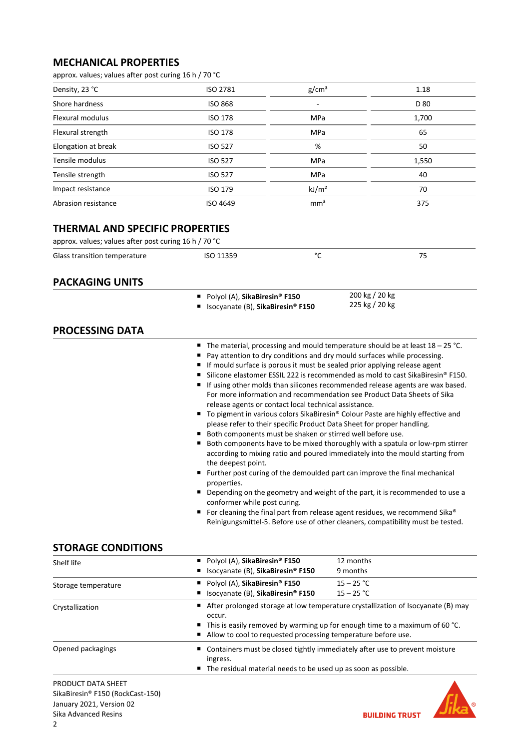## MECHANICAL PROPERTIES

approx. values; values after post curing 16 h / 70 °C

| Property | Standard | Unit | Value |
|---|---|---|---|
| Density, 23 °C | ISO 2781 | g/cm³ | 1.18 |
| Shore hardness | ISO 868 | - | D 80 |
| Flexural modulus | ISO 178 | MPa | 1,700 |
| Flexural strength | ISO 178 | MPa | 65 |
| Elongation at break | ISO 527 | % | 50 |
| Tensile modulus | ISO 527 | MPa | 1,550 |
| Tensile strength | ISO 527 | MPa | 40 |
| Impact resistance | ISO 179 | kJ/m² | 70 |
| Abrasion resistance | ISO 4649 | mm³ | 375 |

## THERMAL AND SPECIFIC PROPERTIES

approx. values; values after post curing 16 h / 70 °C

| Property | Standard | Unit | Value |
|---|---|---|---|
| Glass transition temperature | ISO 11359 | °C | 75 |

## PACKAGING UNITS

- Polyol (A), **SikaBiresin® F150** — 200 kg / 20 kg
- Isocyanate (B), **SikaBiresin® F150** — 225 kg / 20 kg

## PROCESSING DATA

- The material, processing and mould temperature should be at least 18 – 25 °C.
- Pay attention to dry conditions and dry mould surfaces while processing.
- If mould surface is porous it must be sealed prior applying release agent
- Silicone elastomer ESSIL 222 is recommended as mold to cast SikaBiresin® F150.
- If using other molds than silicones recommended release agents are wax based. For more information and recommendation see Product Data Sheets of Sika release agents or contact local technical assistance.
- To pigment in various colors SikaBiresin® Colour Paste are highly effective and please refer to their specific Product Data Sheet for proper handling.
- Both components must be shaken or stirred well before use.
- Both components have to be mixed thoroughly with a spatula or low-rpm stirrer according to mixing ratio and poured immediately into the mould starting from the deepest point.
- Further post curing of the demoulded part can improve the final mechanical properties.
- Depending on the geometry and weight of the part, it is recommended to use a conformer while post curing.
- For cleaning the final part from release agent residues, we recommend Sika® Reinigungsmittel-5. Before use of other cleaners, compatibility must be tested.

## STORAGE CONDITIONS

**Shelf life**

- Polyol (A), **SikaBiresin® F150** — 12 months
- Isocyanate (B), **SikaBiresin® F150** — 9 months

**Storage temperature**

- Polyol (A), **SikaBiresin® F150** — 15 – 25 °C
- Isocyanate (B), **SikaBiresin® F150** — 15 – 25 °C

**Crystallization**

- After prolonged storage at low temperature crystallization of Isocyanate (B) may occur.
- This is easily removed by warming up for enough time to a maximum of 60 °C.
- Allow to cool to requested processing temperature before use.

**Opened packagings**

- Containers must be closed tightly immediately after use to prevent moisture ingress.
- The residual material needs to be used up as soon as possible.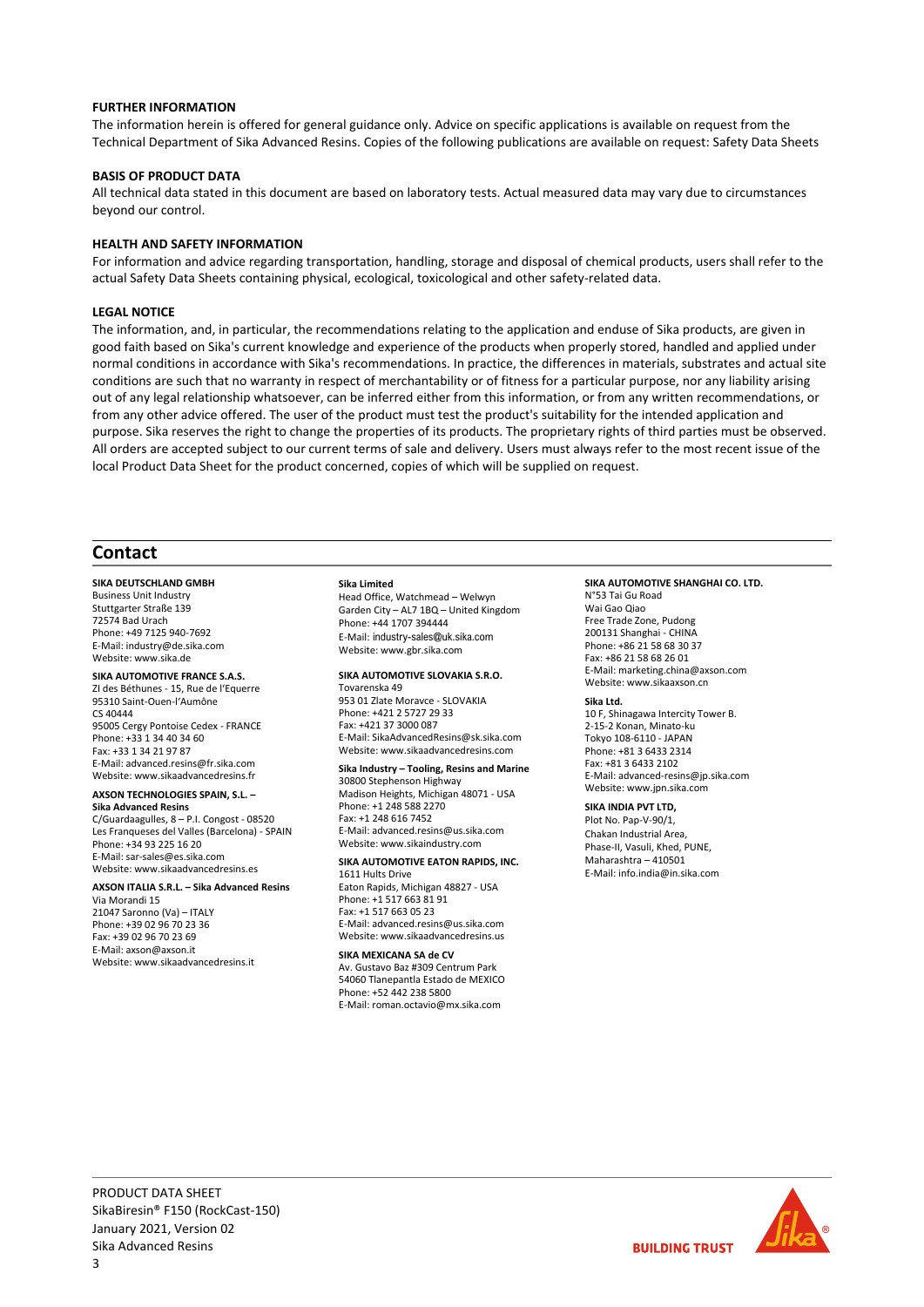### FURTHER INFORMATION

The information herein is offered for general guidance only. Advice on specific applications is available on request from the Technical Department of Sika Advanced Resins. Copies of the following publications are available on request: Safety Data Sheets

### BASIS OF PRODUCT DATA

All technical data stated in this document are based on laboratory tests. Actual measured data may vary due to circumstances beyond our control.

### HEALTH AND SAFETY INFORMATION

For information and advice regarding transportation, handling, storage and disposal of chemical products, users shall refer to the actual Safety Data Sheets containing physical, ecological, toxicological and other safety-related data.

### LEGAL NOTICE

The information, and, in particular, the recommendations relating to the application and enduse of Sika products, are given in good faith based on Sika's current knowledge and experience of the products when properly stored, handled and applied under normal conditions in accordance with Sika's recommendations. In practice, the differences in materials, substrates and actual site conditions are such that no warranty in respect of merchantability or of fitness for a particular purpose, nor any liability arising out of any legal relationship whatsoever, can be inferred either from this information, or from any written recommendations, or from any other advice offered. The user of the product must test the product's suitability for the intended application and purpose. Sika reserves the right to change the properties of its products. The proprietary rights of third parties must be observed. All orders are accepted subject to our current terms of sale and delivery. Users must always refer to the most recent issue of the local Product Data Sheet for the product concerned, copies of which will be supplied on request.

## Contact

**SIKA DEUTSCHLAND GMBH**
Business Unit Industry
Stuttgarter Straße 139
72574 Bad Urach
Phone: +49 7125 940-7692
E-Mail: industry@de.sika.com
Website: www.sika.de

**SIKA AUTOMOTIVE FRANCE S.A.S.**
ZI des Béthunes - 15, Rue de l'Equerre
95310 Saint-Ouen-l'Aumône
CS 40444
95005 Cergy Pontoise Cedex - FRANCE
Phone: +33 1 34 40 34 60
Fax: +33 1 34 21 97 87
E-Mail: advanced.resins@fr.sika.com
Website: www.sikaadvancedresins.fr

**AXSON TECHNOLOGIES SPAIN, S.L. – Sika Advanced Resins**
C/Guardaagulles, 8 – P.I. Congost - 08520
Les Franqueses del Valles (Barcelona) - SPAIN
Phone: +34 93 225 16 20
E-Mail: sar-sales@es.sika.com
Website: www.sikaadvancedresins.es

**AXSON ITALIA S.R.L. – Sika Advanced Resins**
Via Morandi 15
21047 Saronno (Va) – ITALY
Phone: +39 02 96 70 23 36
Fax: +39 02 96 70 23 69
E-Mail: axson@axson.it
Website: www.sikaadvancedresins.it

**Sika Limited**
Head Office, Watchmead – Welwyn Garden City – AL7 1BQ – United Kingdom
Phone: +44 1707 394444
E-Mail: industry-sales@uk.sika.com
Website: www.gbr.sika.com

**SIKA AUTOMOTIVE SLOVAKIA S.R.O.**
Tovarenska 49
953 01 Zlate Moravce - SLOVAKIA
Phone: +421 2 5727 29 33
Fax: +421 37 3000 087
E-Mail: SikaAdvancedResins@sk.sika.com
Website: www.sikaadvancedresins.com

**Sika Industry – Tooling, Resins and Marine**
30800 Stephenson Highway
Madison Heights, Michigan 48071 - USA
Phone: +1 248 588 2270
Fax: +1 248 616 7452
E-Mail: advanced.resins@us.sika.com
Website: www.sikaindustry.com

**SIKA AUTOMOTIVE EATON RAPIDS, INC.**
1611 Hults Drive
Eaton Rapids, Michigan 48827 - USA
Phone: +1 517 663 81 91
Fax: +1 517 663 05 23
E-Mail: advanced.resins@us.sika.com
Website: www.sikaadvancedresins.us

**SIKA MEXICANA SA de CV**
Av. Gustavo Baz #309 Centrum Park
54060 Tlanepantla Estado de MEXICO
Phone: +52 442 238 5800
E-Mail: roman.octavio@mx.sika.com

**SIKA AUTOMOTIVE SHANGHAI CO. LTD.**
N°53 Tai Gu Road
Wai Gao Qiao
Free Trade Zone, Pudong
200131 Shanghai - CHINA
Phone: +86 21 58 68 30 37
Fax: +86 21 58 68 26 01
E-Mail: marketing.china@axson.com
Website: www.sikaaxson.cn

**Sika Ltd.**
10 F, Shinagawa Intercity Tower B.
2-15-2 Konan, Minato-ku
Tokyo 108-6110 - JAPAN
Phone: +81 3 6433 2314
Fax: +81 3 6433 2102
E-Mail: advanced-resins@jp.sika.com
Website: www.jpn.sika.com

**SIKA INDIA PVT LTD,**
Plot No. Pap-V-90/1,
Chakan Industrial Area,
Phase-II, Vasuli, Khed, PUNE,
Maharashtra – 410501
E-Mail: info.india@in.sika.com